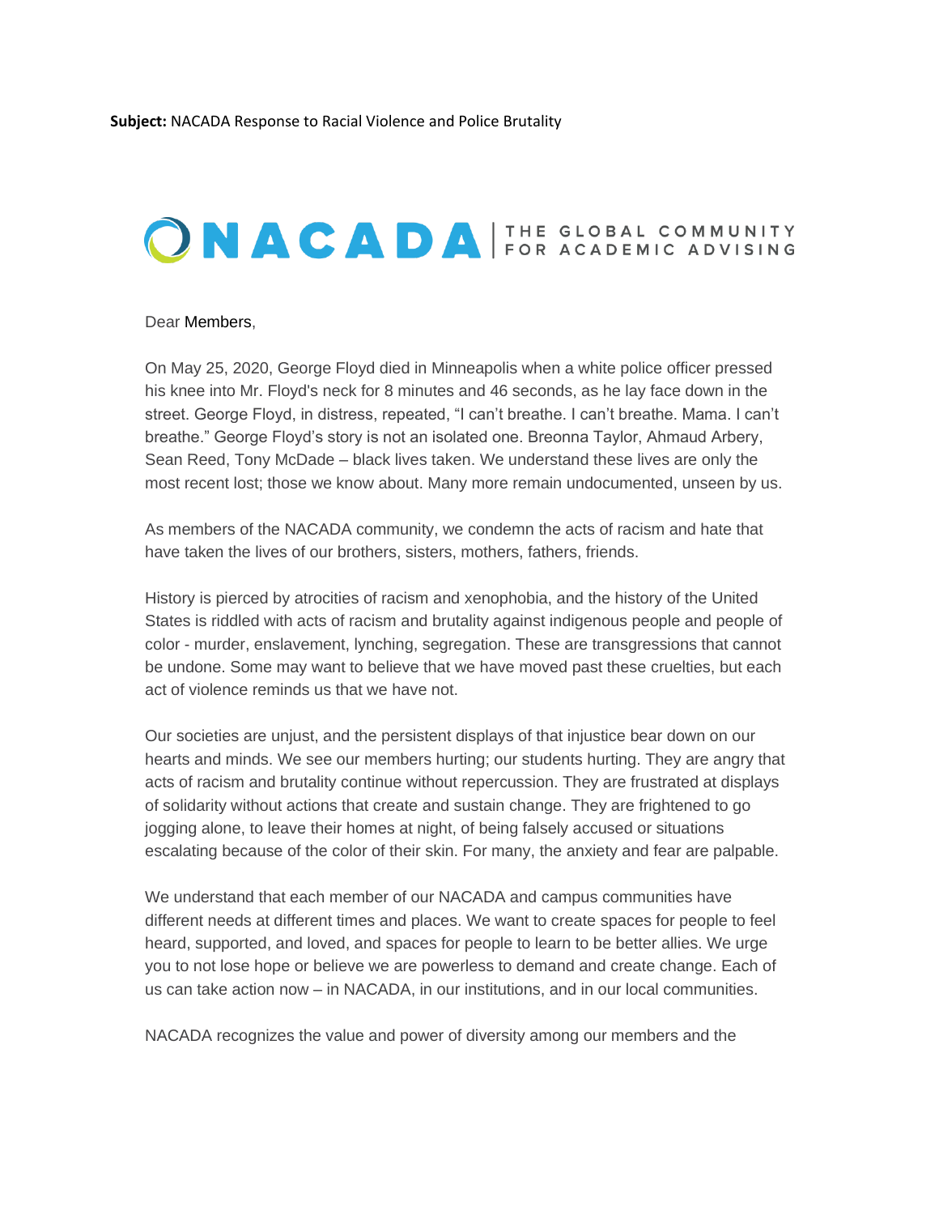**Subject:** NACADA Response to Racial Violence and Police Brutality

NACADA | THE GLOBAL COMMUNITY FOR ACADEMIC ADVISING

Dear Members,

On May 25, 2020, George Floyd died in Minneapolis when a white police officer pressed his knee into Mr. Floyd's neck for 8 minutes and 46 seconds, as he lay face down in the street. George Floyd, in distress, repeated, "I can't breathe. I can't breathe. Mama. I can't breathe." George Floyd's story is not an isolated one. Breonna Taylor, Ahmaud Arbery, Sean Reed, Tony McDade – black lives taken. We understand these lives are only the most recent lost; those we know about. Many more remain undocumented, unseen by us.

As members of the NACADA community, we condemn the acts of racism and hate that have taken the lives of our brothers, sisters, mothers, fathers, friends.

History is pierced by atrocities of racism and xenophobia, and the history of the United States is riddled with acts of racism and brutality against indigenous people and people of color - murder, enslavement, lynching, segregation. These are transgressions that cannot be undone. Some may want to believe that we have moved past these cruelties, but each act of violence reminds us that we have not.

Our societies are unjust, and the persistent displays of that injustice bear down on our hearts and minds. We see our members hurting; our students hurting. They are angry that acts of racism and brutality continue without repercussion. They are frustrated at displays of solidarity without actions that create and sustain change. They are frightened to go jogging alone, to leave their homes at night, of being falsely accused or situations escalating because of the color of their skin. For many, the anxiety and fear are palpable.

We understand that each member of our NACADA and campus communities have different needs at different times and places. We want to create spaces for people to feel heard, supported, and loved, and spaces for people to learn to be better allies. We urge you to not lose hope or believe we are powerless to demand and create change. Each of us can take action now – in NACADA, in our institutions, and in our local communities.

NACADA recognizes the value and power of diversity among our members and the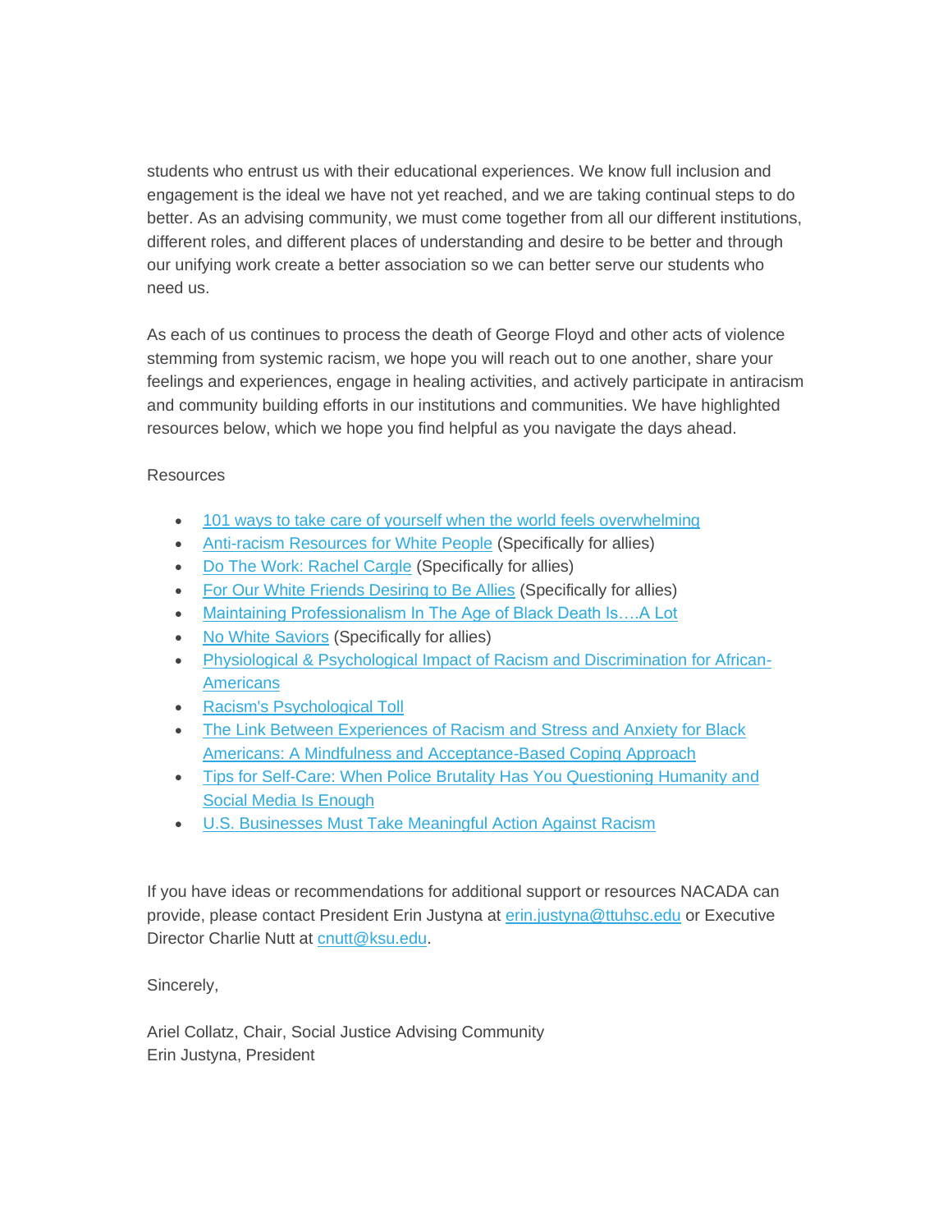students who entrust us with their educational experiences. We know full inclusion and engagement is the ideal we have not yet reached, and we are taking continual steps to do better. As an advising community, we must come together from all our different institutions, different roles, and different places of understanding and desire to be better and through our unifying work create a better association so we can better serve our students who need us.

As each of us continues to process the death of George Floyd and other acts of violence stemming from systemic racism, we hope you will reach out to one another, share your feelings and experiences, engage in healing activities, and actively participate in antiracism and community building efforts in our institutions and communities. We have highlighted resources below, which we hope you find helpful as you navigate the days ahead.

Resources

- 101 ways to take care of yourself when the world feels overwhelming
- Anti-racism Resources for White People (Specifically for allies)
- Do The Work: Rachel Cargle (Specifically for allies)
- For Our White Friends Desiring to Be Allies (Specifically for allies)
- Maintaining Professionalism In The Age of Black Death Is….A Lot
- No White Saviors (Specifically for allies)
- Physiological & Psychological Impact of Racism and Discrimination for African-Americans
- Racism's Psychological Toll
- The Link Between Experiences of Racism and Stress and Anxiety for Black Americans: A Mindfulness and Acceptance-Based Coping Approach
- Tips for Self-Care: When Police Brutality Has You Questioning Humanity and Social Media Is Enough
- U.S. Businesses Must Take Meaningful Action Against Racism

If you have ideas or recommendations for additional support or resources NACADA can provide, please contact President Erin Justyna at erin.justyna@ttuhsc.edu or Executive Director Charlie Nutt at cnutt@ksu.edu.

Sincerely,

Ariel Collatz, Chair, Social Justice Advising Community
Erin Justyna, President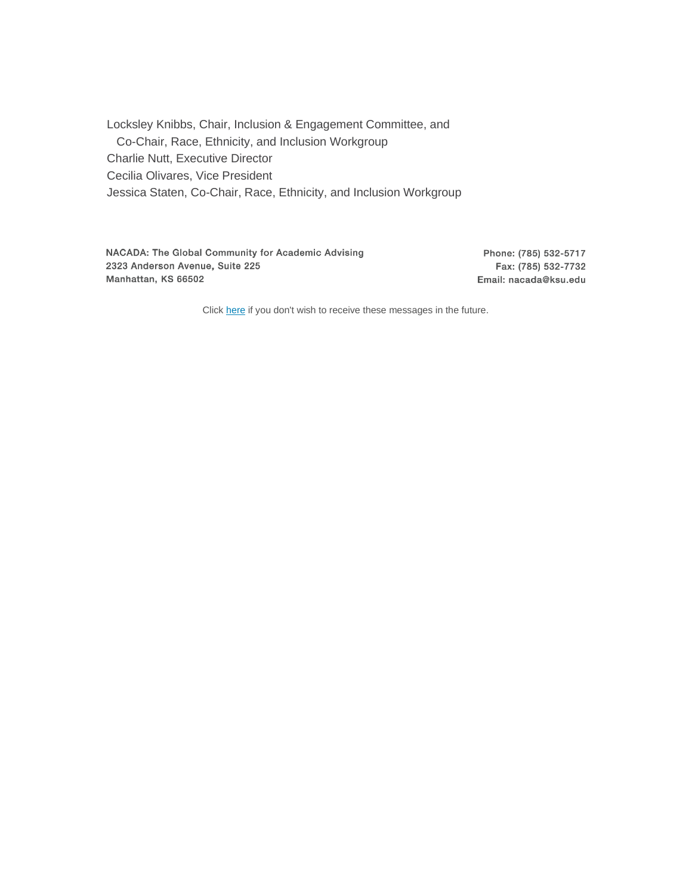Locksley Knibbs, Chair, Inclusion & Engagement Committee, and
Co-Chair, Race, Ethnicity, and Inclusion Workgroup
Charlie Nutt, Executive Director
Cecilia Olivares, Vice President
Jessica Staten, Co-Chair, Race, Ethnicity, and Inclusion Workgroup

**NACADA: The Global Community for Academic Advising**
**2323 Anderson Avenue, Suite 225**
**Manhattan, KS 66502**

**Phone: (785) 532-5717**
**Fax: (785) 532-7732**
**Email: nacada@ksu.edu**

Click here if you don't wish to receive these messages in the future.